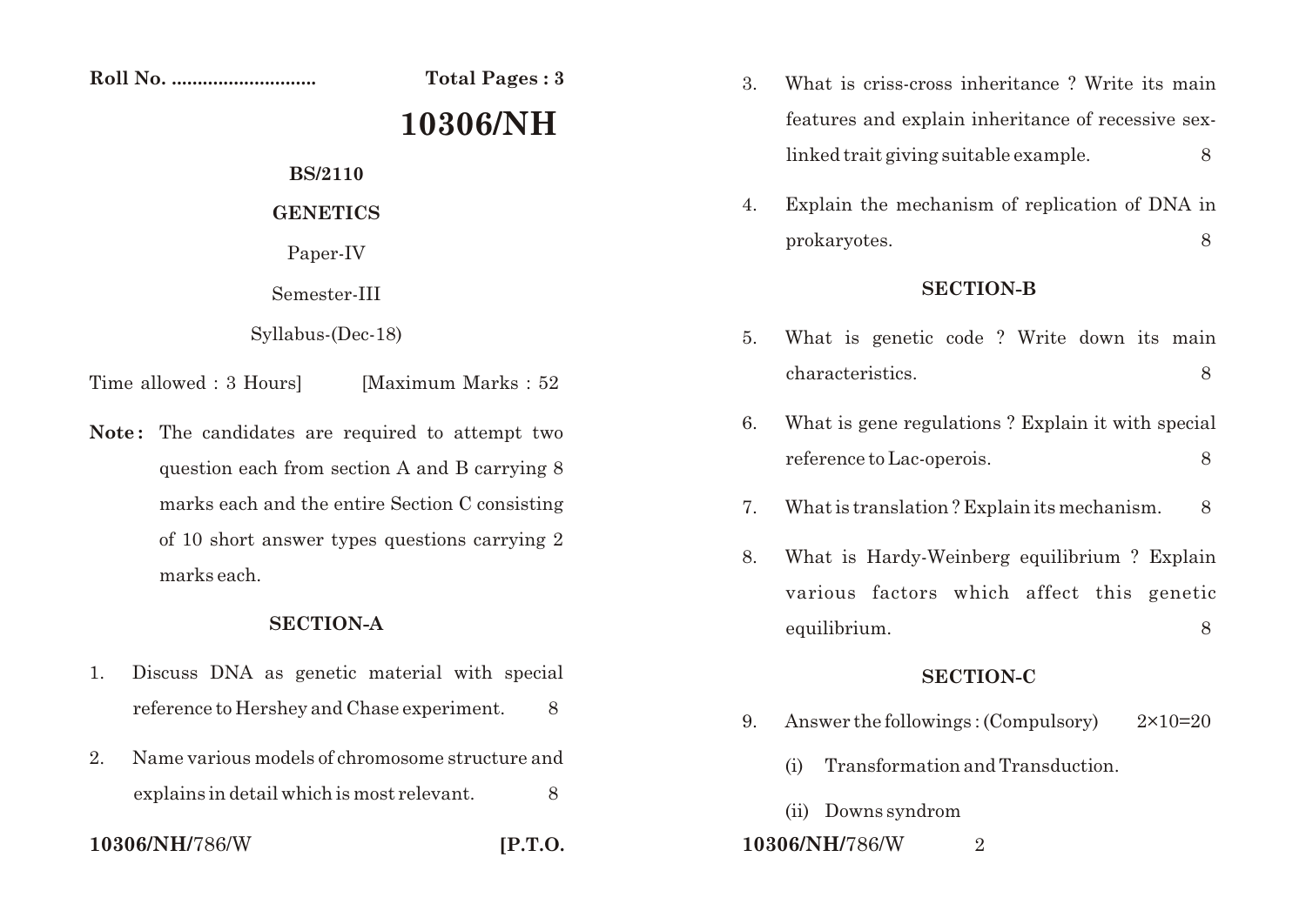Roll No. ........................... **Total Pages : 3**

# 10306/NH

**BS/2110**

**GENETICS**

Paper-IV

Semester-III

Syllabus-(Dec-18)

Time allowed : 3 Hours] [Maximum Marks : 52

**Note :** The candidates are required to attempt two question each from section A and B carrying 8 marks each and the entire Section C consisting of 10 short answer types questions carrying 2 marks each.

## SECTION-A

1. Discuss DNA as genetic material with special reference to Hershey and Chase experiment. 8

2. Name various models of chromosome structure and explains in detail which is most relevant. 8

3. What is criss-cross inheritance ? Write its main features and explain inheritance of recessive sex-linked trait giving suitable example. 8

4. Explain the mechanism of replication of DNA in prokaryotes. 8

## SECTION-B

5. What is genetic code ? Write down its main characteristics. 8

6. What is gene regulations ? Explain it with special reference to Lac-operois. 8

7. What is translation ? Explain its mechanism. 8

8. What is Hardy-Weinberg equilibrium ? Explain various factors which affect this genetic equilibrium. 8

## SECTION-C

9. Answer the followings : (Compulsory) 2×10=20

   (i) Transformation and Transduction.

   (ii) Downs syndrom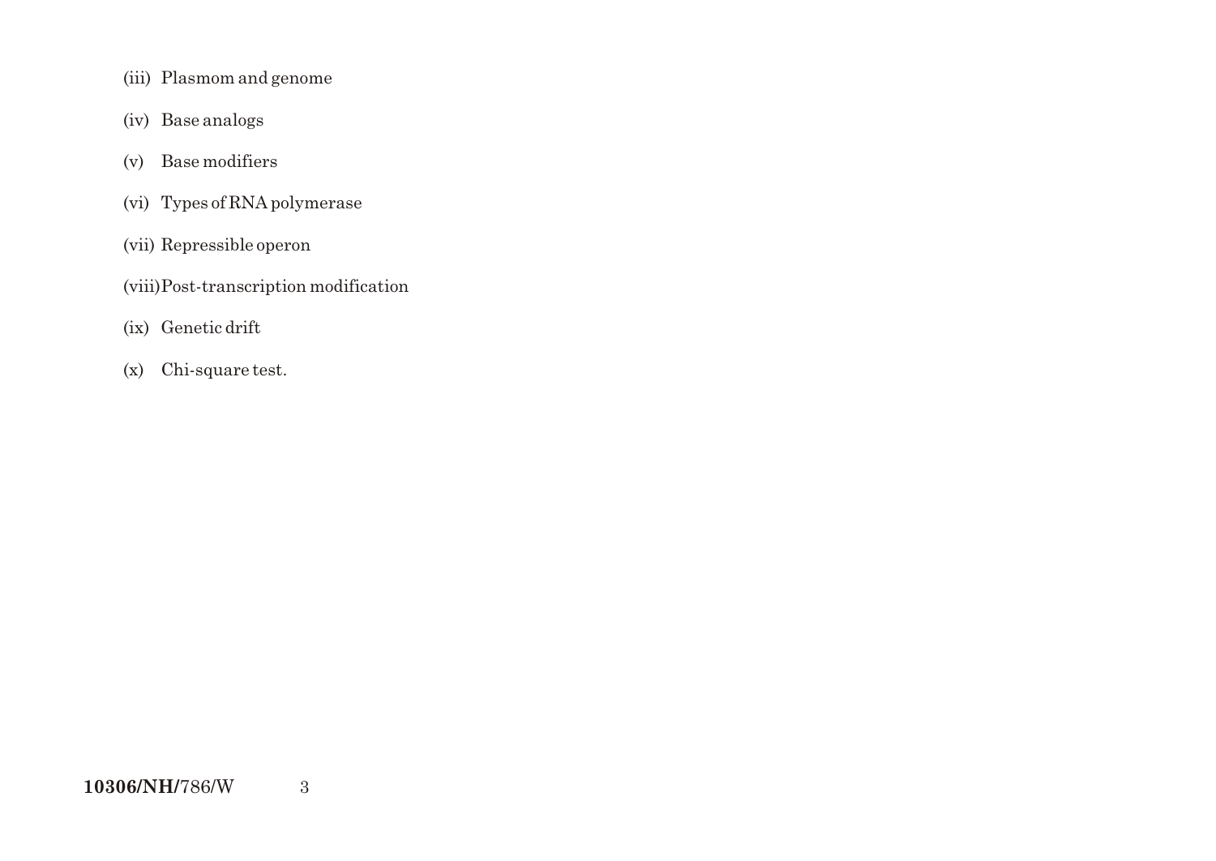(iii) Plasmom and genome

(iv) Base analogs

(v) Base modifiers

(vi) Types of RNA polymerase

(vii) Repressible operon

(viii) Post-transcription modification

(ix) Genetic drift

(x) Chi-square test.